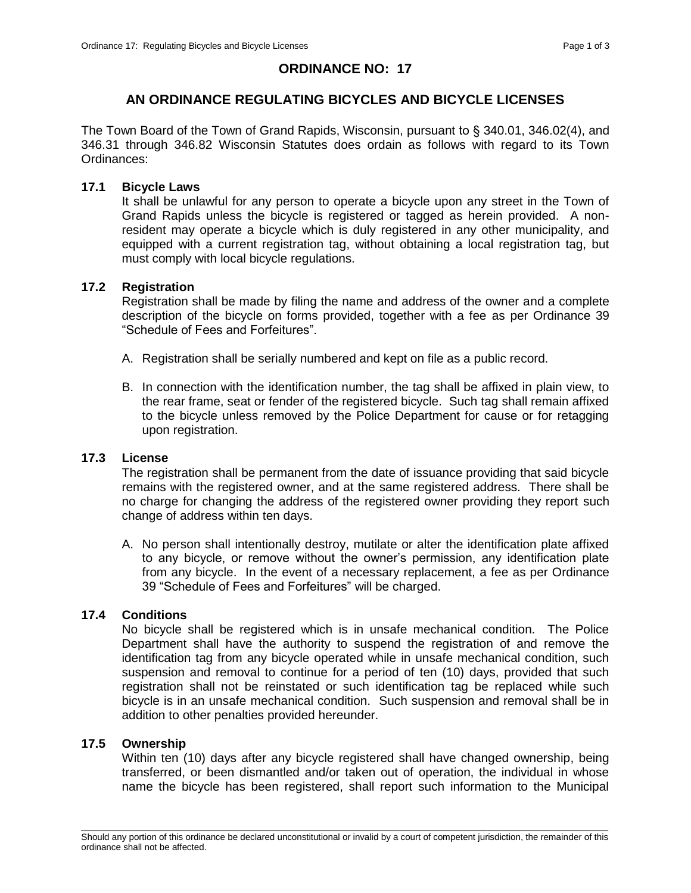# ORDINANCE NO: 17

## AN ORDINANCE REGULATING BICYCLES AND BICYCLE LICENSES

The Town Board of the Town of Grand Rapids, Wisconsin, pursuant to § 340.01, 346.02(4), and 346.31 through 346.82 Wisconsin Statutes does ordain as follows with regard to its Town Ordinances:

### 17.1 Bicycle Laws

It shall be unlawful for any person to operate a bicycle upon any street in the Town of Grand Rapids unless the bicycle is registered or tagged as herein provided. A non-resident may operate a bicycle which is duly registered in any other municipality, and equipped with a current registration tag, without obtaining a local registration tag, but must comply with local bicycle regulations.

### 17.2 Registration

Registration shall be made by filing the name and address of the owner and a complete description of the bicycle on forms provided, together with a fee as per Ordinance 39 "Schedule of Fees and Forfeitures".

A. Registration shall be serially numbered and kept on file as a public record.

B. In connection with the identification number, the tag shall be affixed in plain view, to the rear frame, seat or fender of the registered bicycle. Such tag shall remain affixed to the bicycle unless removed by the Police Department for cause or for retagging upon registration.

### 17.3 License

The registration shall be permanent from the date of issuance providing that said bicycle remains with the registered owner, and at the same registered address. There shall be no charge for changing the address of the registered owner providing they report such change of address within ten days.

A. No person shall intentionally destroy, mutilate or alter the identification plate affixed to any bicycle, or remove without the owner's permission, any identification plate from any bicycle. In the event of a necessary replacement, a fee as per Ordinance 39 "Schedule of Fees and Forfeitures" will be charged.

### 17.4 Conditions

No bicycle shall be registered which is in unsafe mechanical condition. The Police Department shall have the authority to suspend the registration of and remove the identification tag from any bicycle operated while in unsafe mechanical condition, such suspension and removal to continue for a period of ten (10) days, provided that such registration shall not be reinstated or such identification tag be replaced while such bicycle is in an unsafe mechanical condition. Such suspension and removal shall be in addition to other penalties provided hereunder.

### 17.5 Ownership

Within ten (10) days after any bicycle registered shall have changed ownership, being transferred, or been dismantled and/or taken out of operation, the individual in whose name the bicycle has been registered, shall report such information to the Municipal

Should any portion of this ordinance be declared unconstitutional or invalid by a court of competent jurisdiction, the remainder of this ordinance shall not be affected.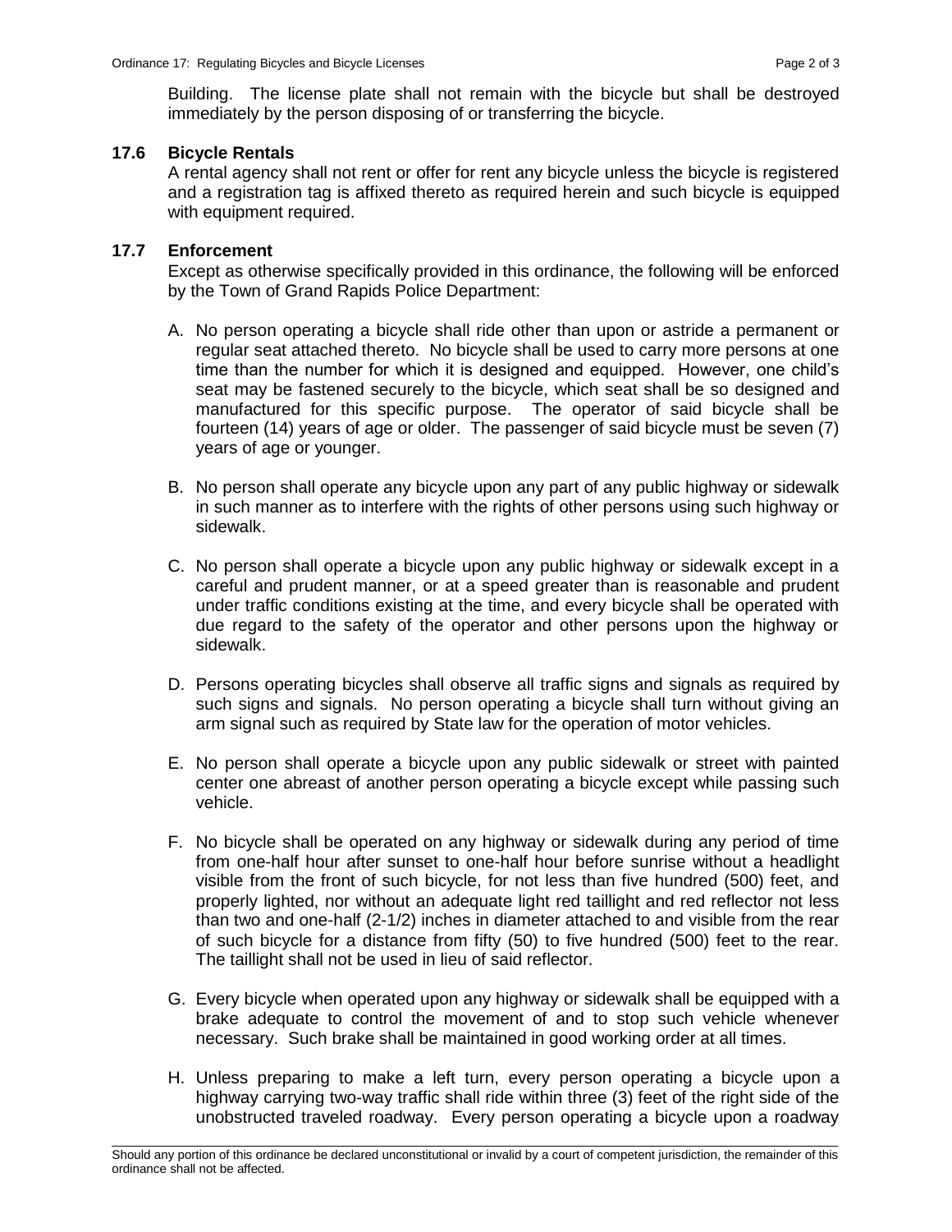Building. The license plate shall not remain with the bicycle but shall be destroyed immediately by the person disposing of or transferring the bicycle.

**17.6 Bicycle Rentals**

A rental agency shall not rent or offer for rent any bicycle unless the bicycle is registered and a registration tag is affixed thereto as required herein and such bicycle is equipped with equipment required.

**17.7 Enforcement**

Except as otherwise specifically provided in this ordinance, the following will be enforced by the Town of Grand Rapids Police Department:

A. No person operating a bicycle shall ride other than upon or astride a permanent or regular seat attached thereto. No bicycle shall be used to carry more persons at one time than the number for which it is designed and equipped. However, one child's seat may be fastened securely to the bicycle, which seat shall be so designed and manufactured for this specific purpose. The operator of said bicycle shall be fourteen (14) years of age or older. The passenger of said bicycle must be seven (7) years of age or younger.

B. No person shall operate any bicycle upon any part of any public highway or sidewalk in such manner as to interfere with the rights of other persons using such highway or sidewalk.

C. No person shall operate a bicycle upon any public highway or sidewalk except in a careful and prudent manner, or at a speed greater than is reasonable and prudent under traffic conditions existing at the time, and every bicycle shall be operated with due regard to the safety of the operator and other persons upon the highway or sidewalk.

D. Persons operating bicycles shall observe all traffic signs and signals as required by such signs and signals. No person operating a bicycle shall turn without giving an arm signal such as required by State law for the operation of motor vehicles.

E. No person shall operate a bicycle upon any public sidewalk or street with painted center one abreast of another person operating a bicycle except while passing such vehicle.

F. No bicycle shall be operated on any highway or sidewalk during any period of time from one-half hour after sunset to one-half hour before sunrise without a headlight visible from the front of such bicycle, for not less than five hundred (500) feet, and properly lighted, nor without an adequate light red taillight and red reflector not less than two and one-half (2-1/2) inches in diameter attached to and visible from the rear of such bicycle for a distance from fifty (50) to five hundred (500) feet to the rear. The taillight shall not be used in lieu of said reflector.

G. Every bicycle when operated upon any highway or sidewalk shall be equipped with a brake adequate to control the movement of and to stop such vehicle whenever necessary. Such brake shall be maintained in good working order at all times.

H. Unless preparing to make a left turn, every person operating a bicycle upon a highway carrying two-way traffic shall ride within three (3) feet of the right side of the unobstructed traveled roadway. Every person operating a bicycle upon a roadway

Should any portion of this ordinance be declared unconstitutional or invalid by a court of competent jurisdiction, the remainder of this ordinance shall not be affected.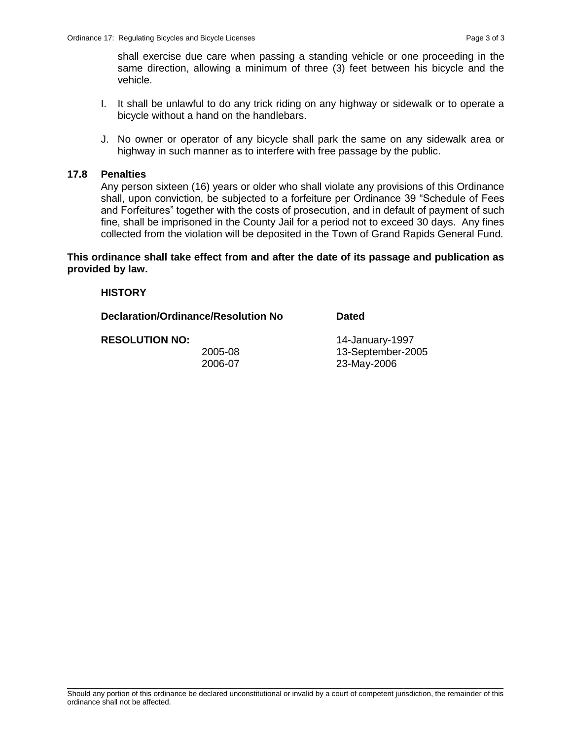shall exercise due care when passing a standing vehicle or one proceeding in the same direction, allowing a minimum of three (3) feet between his bicycle and the vehicle.

I. It shall be unlawful to do any trick riding on any highway or sidewalk or to operate a bicycle without a hand on the handlebars.

J. No owner or operator of any bicycle shall park the same on any sidewalk area or highway in such manner as to interfere with free passage by the public.

### 17.8 Penalties

Any person sixteen (16) years or older who shall violate any provisions of this Ordinance shall, upon conviction, be subjected to a forfeiture per Ordinance 39 "Schedule of Fees and Forfeitures" together with the costs of prosecution, and in default of payment of such fine, shall be imprisoned in the County Jail for a period not to exceed 30 days. Any fines collected from the violation will be deposited in the Town of Grand Rapids General Fund.

**This ordinance shall take effect from and after the date of its passage and publication as provided by law.**

**HISTORY**

| Declaration/Ordinance/Resolution No | | Dated |
|---|---|---|
| **RESOLUTION NO:** | | 14-January-1997 |
| | 2005-08 | 13-September-2005 |
| | 2006-07 | 23-May-2006 |

Should any portion of this ordinance be declared unconstitutional or invalid by a court of competent jurisdiction, the remainder of this ordinance shall not be affected.